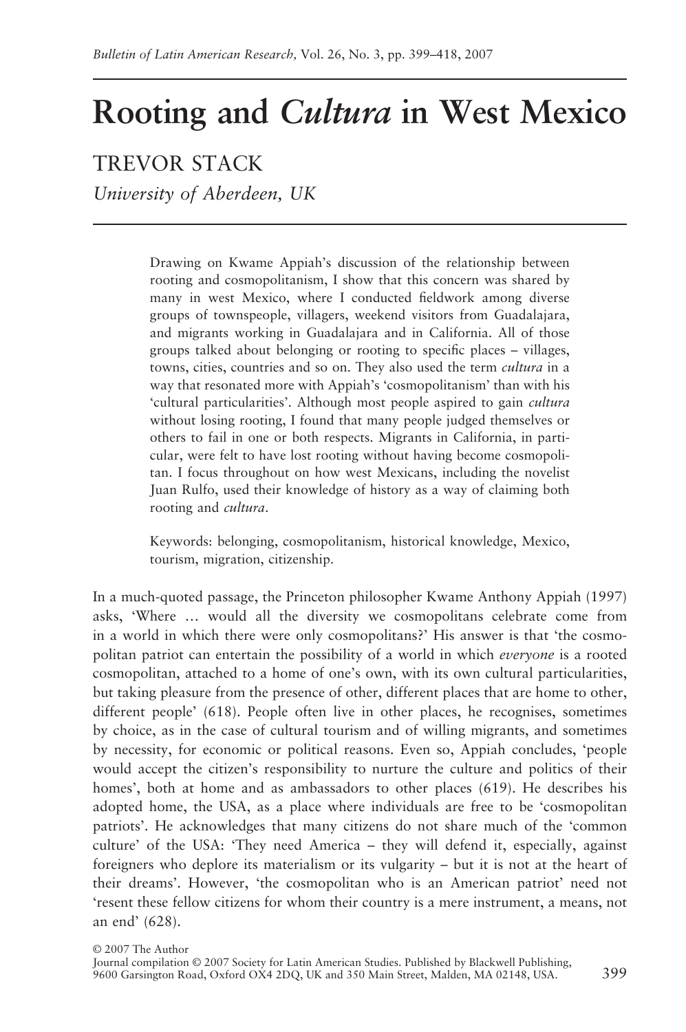# Rooting and *Cultura* in West Mexico

TREVOR STACK

*University of Aberdeen, UK*

Drawing on Kwame Appiah's discussion of the relationship between rooting and cosmopolitanism, I show that this concern was shared by many in west Mexico, where I conducted fieldwork among diverse groups of townspeople, villagers, weekend visitors from Guadalajara, and migrants working in Guadalajara and in California. All of those groups talked about belonging or rooting to specific places – villages, towns, cities, countries and so on. They also used the term *cultura* in a way that resonated more with Appiah's 'cosmopolitanism' than with his 'cultural particularities'. Although most people aspired to gain *cultura* without losing rooting, I found that many people judged themselves or others to fail in one or both respects. Migrants in California, in particular, were felt to have lost rooting without having become cosmopolitan. I focus throughout on how west Mexicans, including the novelist Juan Rulfo, used their knowledge of history as a way of claiming both rooting and *cultura*.

Keywords: belonging, cosmopolitanism, historical knowledge, Mexico, tourism, migration, citizenship.

In a much-quoted passage, the Princeton philosopher Kwame Anthony Appiah (1997) asks, 'Where … would all the diversity we cosmopolitans celebrate come from in a world in which there were only cosmopolitans?' His answer is that 'the cosmopolitan patriot can entertain the possibility of a world in which *everyone* is a rooted cosmopolitan, attached to a home of one's own, with its own cultural particularities, but taking pleasure from the presence of other, different places that are home to other, different people' (618). People often live in other places, he recognises, sometimes by choice, as in the case of cultural tourism and of willing migrants, and sometimes by necessity, for economic or political reasons. Even so, Appiah concludes, 'people would accept the citizen's responsibility to nurture the culture and politics of their homes', both at home and as ambassadors to other places (619). He describes his adopted home, the USA, as a place where individuals are free to be 'cosmopolitan patriots'. He acknowledges that many citizens do not share much of the 'common culture' of the USA: 'They need America – they will defend it, especially, against foreigners who deplore its materialism or its vulgarity – but it is not at the heart of their dreams'. However, 'the cosmopolitan who is an American patriot' need not 'resent these fellow citizens for whom their country is a mere instrument, a means, not an end' (628).

© 2007 The Author
Journal compilation © 2007 Society for Latin American Studies. Published by Blackwell Publishing, 9600 Garsington Road, Oxford OX4 2DQ, UK and 350 Main Street, Malden, MA 02148, USA.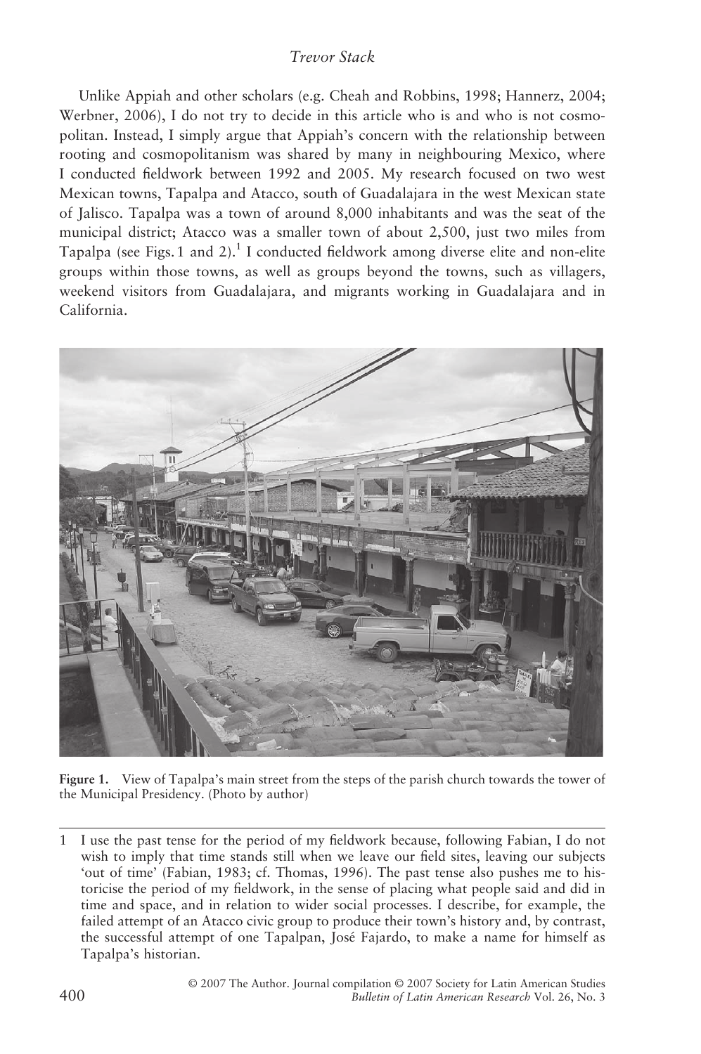Unlike Appiah and other scholars (e.g. Cheah and Robbins, 1998; Hannerz, 2004; Werbner, 2006), I do not try to decide in this article who is and who is not cosmopolitan. Instead, I simply argue that Appiah's concern with the relationship between rooting and cosmopolitanism was shared by many in neighbouring Mexico, where I conducted fieldwork between 1992 and 2005. My research focused on two west Mexican towns, Tapalpa and Atacco, south of Guadalajara in the west Mexican state of Jalisco. Tapalpa was a town of around 8,000 inhabitants and was the seat of the municipal district; Atacco was a smaller town of about 2,500, just two miles from Tapalpa (see Figs. 1 and 2).[1] I conducted fieldwork among diverse elite and non-elite groups within those towns, as well as groups beyond the towns, such as villagers, weekend visitors from Guadalajara, and migrants working in Guadalajara and in California.

**Figure 1.** View of Tapalpa's main street from the steps of the parish church towards the tower of the Municipal Presidency. (Photo by author)

---

1 I use the past tense for the period of my fieldwork because, following Fabian, I do not wish to imply that time stands still when we leave our field sites, leaving our subjects 'out of time' (Fabian, 1983; cf. Thomas, 1996). The past tense also pushes me to historicise the period of my fieldwork, in the sense of placing what people said and did in time and space, and in relation to wider social processes. I describe, for example, the failed attempt of an Atacco civic group to produce their town's history and, by contrast, the successful attempt of one Tapalpan, José Fajardo, to make a name for himself as Tapalpa's historian.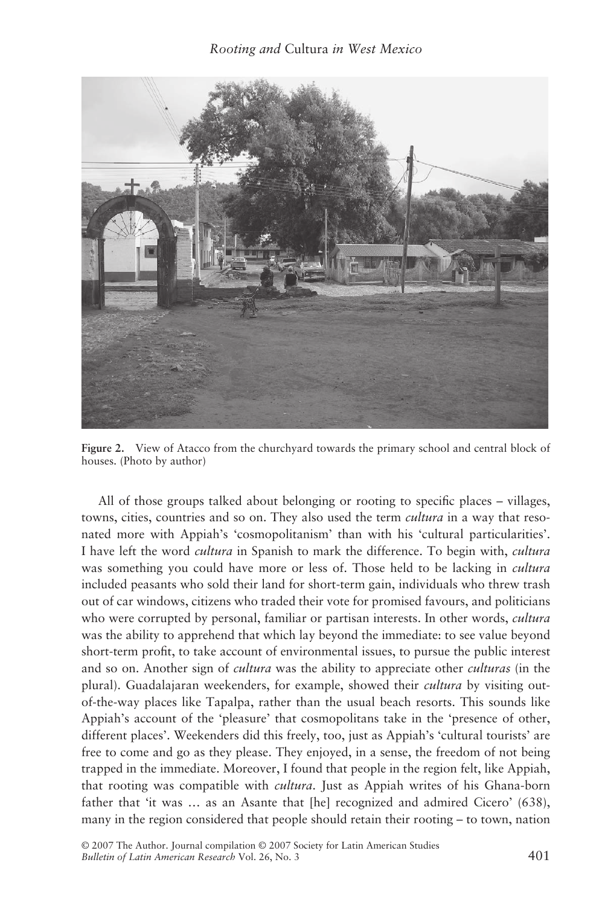Figure 2. View of Atacco from the churchyard towards the primary school and central block of houses. (Photo by author)

All of those groups talked about belonging or rooting to specific places – villages, towns, cities, countries and so on. They also used the term *cultura* in a way that resonated more with Appiah's 'cosmopolitanism' than with his 'cultural particularities'. I have left the word *cultura* in Spanish to mark the difference. To begin with, *cultura* was something you could have more or less of. Those held to be lacking in *cultura* included peasants who sold their land for short-term gain, individuals who threw trash out of car windows, citizens who traded their vote for promised favours, and politicians who were corrupted by personal, familiar or partisan interests. In other words, *cultura* was the ability to apprehend that which lay beyond the immediate: to see value beyond short-term profit, to take account of environmental issues, to pursue the public interest and so on. Another sign of *cultura* was the ability to appreciate other *culturas* (in the plural). Guadalajaran weekenders, for example, showed their *cultura* by visiting out-of-the-way places like Tapalpa, rather than the usual beach resorts. This sounds like Appiah's account of the 'pleasure' that cosmopolitans take in the 'presence of other, different places'. Weekenders did this freely, too, just as Appiah's 'cultural tourists' are free to come and go as they please. They enjoyed, in a sense, the freedom of not being trapped in the immediate. Moreover, I found that people in the region felt, like Appiah, that rooting was compatible with *cultura*. Just as Appiah writes of his Ghana-born father that 'it was … as an Asante that [he] recognized and admired Cicero' (638), many in the region considered that people should retain their rooting – to town, nation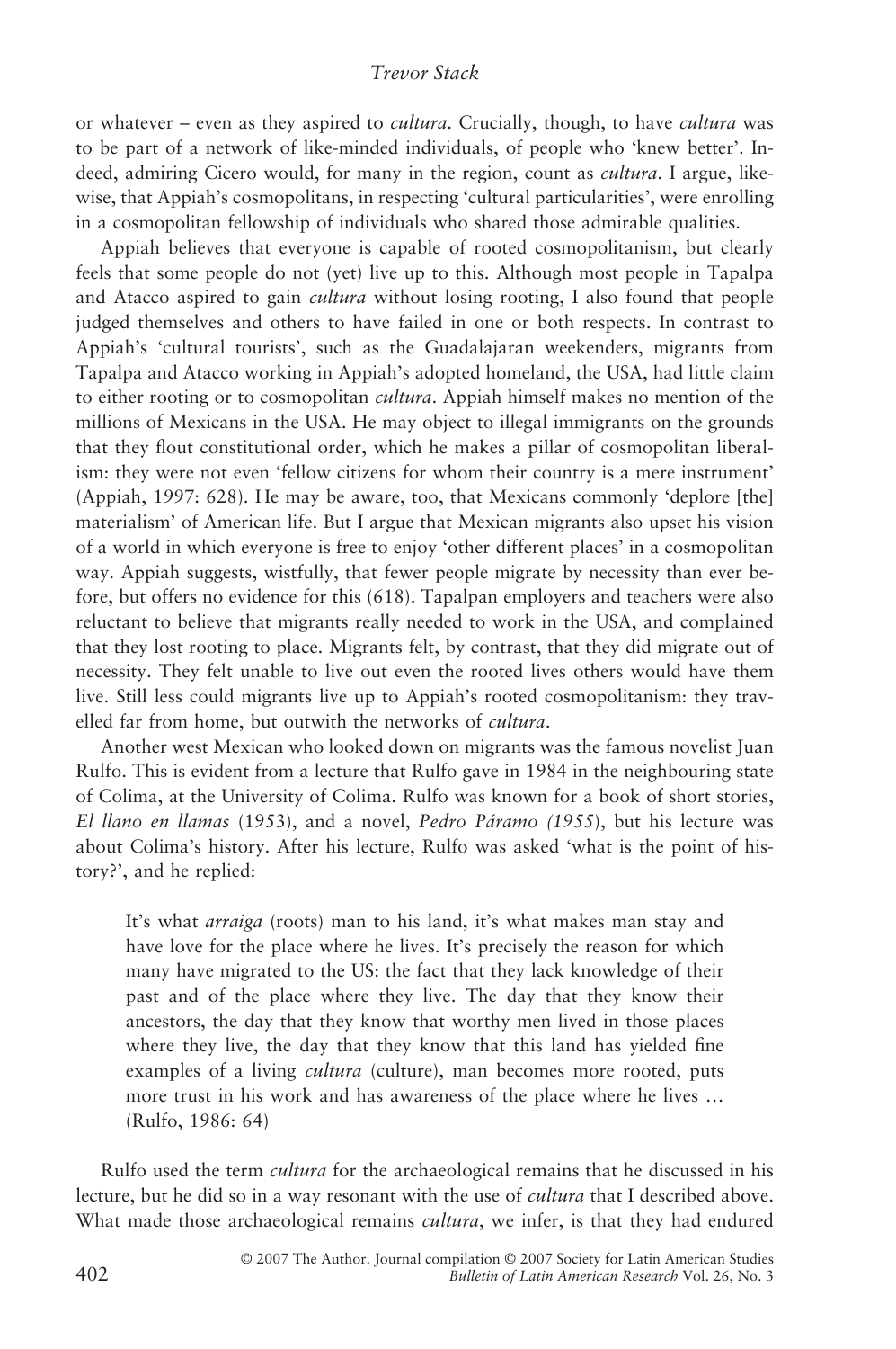or whatever – even as they aspired to *cultura*. Crucially, though, to have *cultura* was to be part of a network of like-minded individuals, of people who 'knew better'. Indeed, admiring Cicero would, for many in the region, count as *cultura*. I argue, likewise, that Appiah's cosmopolitans, in respecting 'cultural particularities', were enrolling in a cosmopolitan fellowship of individuals who shared those admirable qualities.

Appiah believes that everyone is capable of rooted cosmopolitanism, but clearly feels that some people do not (yet) live up to this. Although most people in Tapalpa and Atacco aspired to gain *cultura* without losing rooting, I also found that people judged themselves and others to have failed in one or both respects. In contrast to Appiah's 'cultural tourists', such as the Guadalajaran weekenders, migrants from Tapalpa and Atacco working in Appiah's adopted homeland, the USA, had little claim to either rooting or to cosmopolitan *cultura*. Appiah himself makes no mention of the millions of Mexicans in the USA. He may object to illegal immigrants on the grounds that they flout constitutional order, which he makes a pillar of cosmopolitan liberalism: they were not even 'fellow citizens for whom their country is a mere instrument' (Appiah, 1997: 628). He may be aware, too, that Mexicans commonly 'deplore [the] materialism' of American life. But I argue that Mexican migrants also upset his vision of a world in which everyone is free to enjoy 'other different places' in a cosmopolitan way. Appiah suggests, wistfully, that fewer people migrate by necessity than ever before, but offers no evidence for this (618). Tapalpan employers and teachers were also reluctant to believe that migrants really needed to work in the USA, and complained that they lost rooting to place. Migrants felt, by contrast, that they did migrate out of necessity. They felt unable to live out even the rooted lives others would have them live. Still less could migrants live up to Appiah's rooted cosmopolitanism: they travelled far from home, but outwith the networks of *cultura*.

Another west Mexican who looked down on migrants was the famous novelist Juan Rulfo. This is evident from a lecture that Rulfo gave in 1984 in the neighbouring state of Colima, at the University of Colima. Rulfo was known for a book of short stories, *El llano en llamas* (1953), and a novel, *Pedro Páramo (1955*), but his lecture was about Colima's history. After his lecture, Rulfo was asked 'what is the point of history?', and he replied:

> It's what *arraiga* (roots) man to his land, it's what makes man stay and have love for the place where he lives. It's precisely the reason for which many have migrated to the US: the fact that they lack knowledge of their past and of the place where they live. The day that they know their ancestors, the day that they know that worthy men lived in those places where they live, the day that they know that this land has yielded fine examples of a living *cultura* (culture), man becomes more rooted, puts more trust in his work and has awareness of the place where he lives … (Rulfo, 1986: 64)

Rulfo used the term *cultura* for the archaeological remains that he discussed in his lecture, but he did so in a way resonant with the use of *cultura* that I described above. What made those archaeological remains *cultura*, we infer, is that they had endured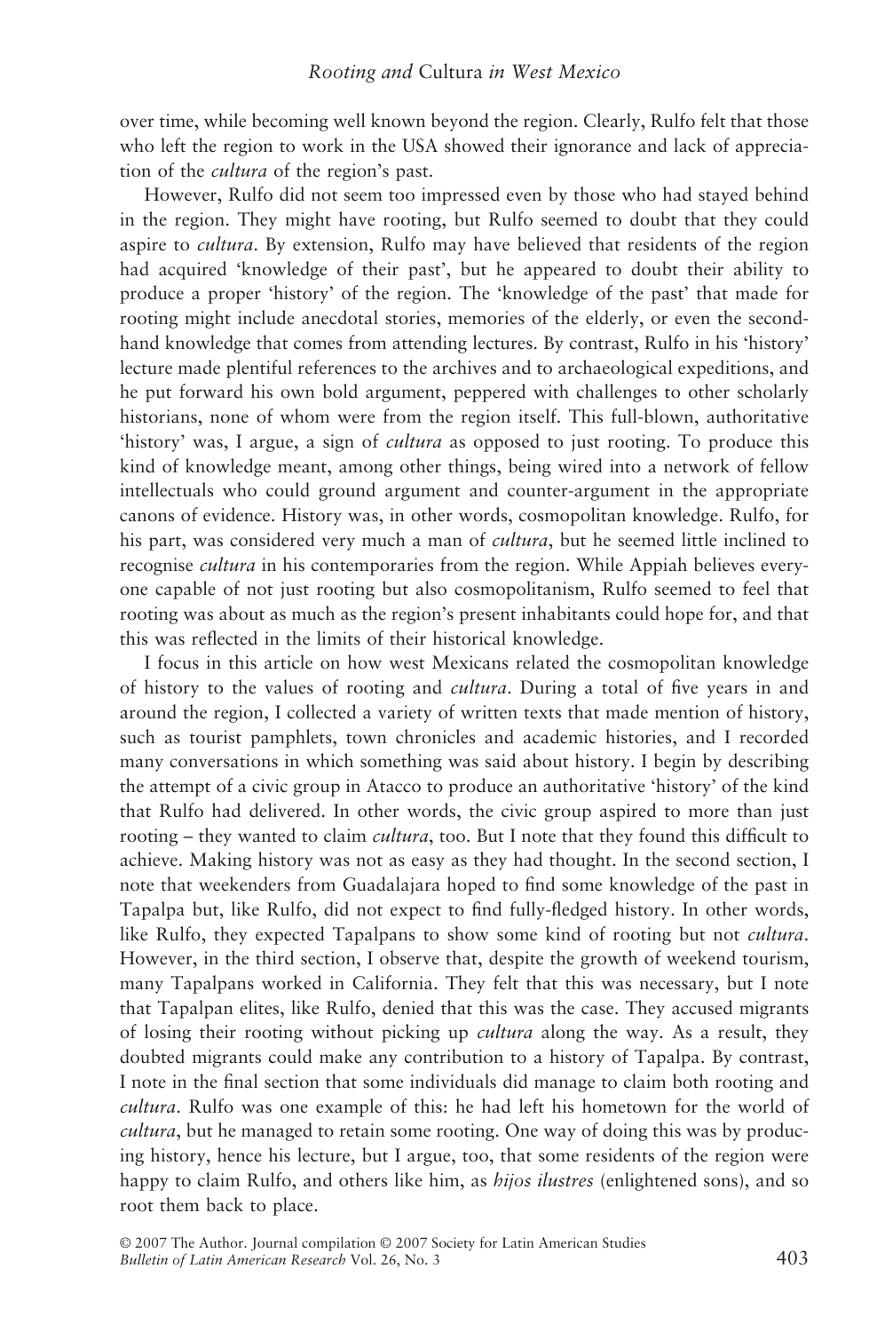over time, while becoming well known beyond the region. Clearly, Rulfo felt that those who left the region to work in the USA showed their ignorance and lack of appreciation of the *cultura* of the region's past.

However, Rulfo did not seem too impressed even by those who had stayed behind in the region. They might have rooting, but Rulfo seemed to doubt that they could aspire to *cultura*. By extension, Rulfo may have believed that residents of the region had acquired 'knowledge of their past', but he appeared to doubt their ability to produce a proper 'history' of the region. The 'knowledge of the past' that made for rooting might include anecdotal stories, memories of the elderly, or even the second-hand knowledge that comes from attending lectures. By contrast, Rulfo in his 'history' lecture made plentiful references to the archives and to archaeological expeditions, and he put forward his own bold argument, peppered with challenges to other scholarly historians, none of whom were from the region itself. This full-blown, authoritative 'history' was, I argue, a sign of *cultura* as opposed to just rooting. To produce this kind of knowledge meant, among other things, being wired into a network of fellow intellectuals who could ground argument and counter-argument in the appropriate canons of evidence. History was, in other words, cosmopolitan knowledge. Rulfo, for his part, was considered very much a man of *cultura*, but he seemed little inclined to recognise *cultura* in his contemporaries from the region. While Appiah believes everyone capable of not just rooting but also cosmopolitanism, Rulfo seemed to feel that rooting was about as much as the region's present inhabitants could hope for, and that this was reflected in the limits of their historical knowledge.

I focus in this article on how west Mexicans related the cosmopolitan knowledge of history to the values of rooting and *cultura*. During a total of five years in and around the region, I collected a variety of written texts that made mention of history, such as tourist pamphlets, town chronicles and academic histories, and I recorded many conversations in which something was said about history. I begin by describing the attempt of a civic group in Atacco to produce an authoritative 'history' of the kind that Rulfo had delivered. In other words, the civic group aspired to more than just rooting – they wanted to claim *cultura*, too. But I note that they found this difficult to achieve. Making history was not as easy as they had thought. In the second section, I note that weekenders from Guadalajara hoped to find some knowledge of the past in Tapalpa but, like Rulfo, did not expect to find fully-fledged history. In other words, like Rulfo, they expected Tapalpans to show some kind of rooting but not *cultura*. However, in the third section, I observe that, despite the growth of weekend tourism, many Tapalpans worked in California. They felt that this was necessary, but I note that Tapalpan elites, like Rulfo, denied that this was the case. They accused migrants of losing their rooting without picking up *cultura* along the way. As a result, they doubted migrants could make any contribution to a history of Tapalpa. By contrast, I note in the final section that some individuals did manage to claim both rooting and *cultura*. Rulfo was one example of this: he had left his hometown for the world of *cultura*, but he managed to retain some rooting. One way of doing this was by producing history, hence his lecture, but I argue, too, that some residents of the region were happy to claim Rulfo, and others like him, as *hijos ilustres* (enlightened sons), and so root them back to place.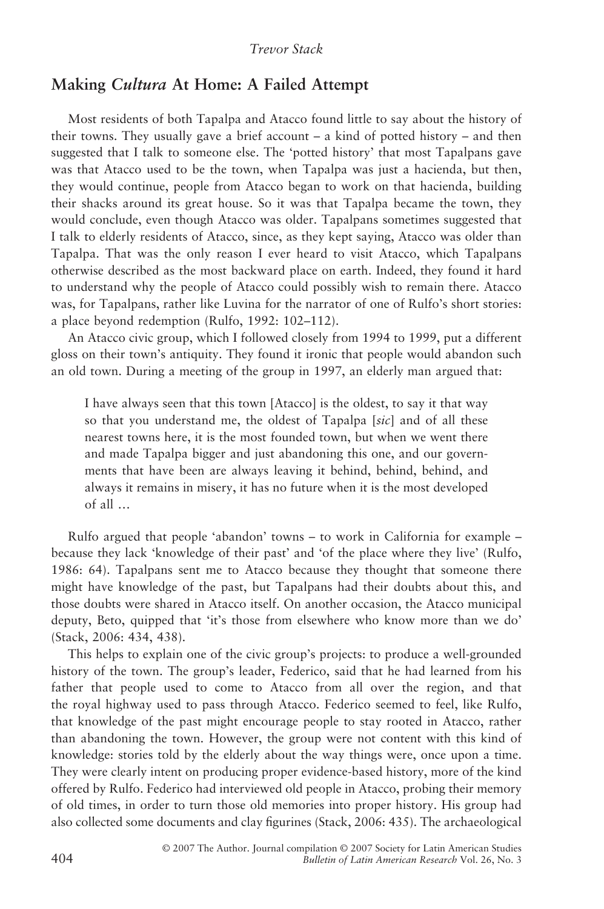## Making *Cultura* At Home: A Failed Attempt

Most residents of both Tapalpa and Atacco found little to say about the history of their towns. They usually gave a brief account – a kind of potted history – and then suggested that I talk to someone else. The 'potted history' that most Tapalpans gave was that Atacco used to be the town, when Tapalpa was just a hacienda, but then, they would continue, people from Atacco began to work on that hacienda, building their shacks around its great house. So it was that Tapalpa became the town, they would conclude, even though Atacco was older. Tapalpans sometimes suggested that I talk to elderly residents of Atacco, since, as they kept saying, Atacco was older than Tapalpa. That was the only reason I ever heard to visit Atacco, which Tapalpans otherwise described as the most backward place on earth. Indeed, they found it hard to understand why the people of Atacco could possibly wish to remain there. Atacco was, for Tapalpans, rather like Luvina for the narrator of one of Rulfo's short stories: a place beyond redemption (Rulfo, 1992: 102–112).

An Atacco civic group, which I followed closely from 1994 to 1999, put a different gloss on their town's antiquity. They found it ironic that people would abandon such an old town. During a meeting of the group in 1997, an elderly man argued that:

> I have always seen that this town [Atacco] is the oldest, to say it that way so that you understand me, the oldest of Tapalpa [*sic*] and of all these nearest towns here, it is the most founded town, but when we went there and made Tapalpa bigger and just abandoning this one, and our governments that have been are always leaving it behind, behind, behind, and always it remains in misery, it has no future when it is the most developed of all …

Rulfo argued that people 'abandon' towns – to work in California for example – because they lack 'knowledge of their past' and 'of the place where they live' (Rulfo, 1986: 64). Tapalpans sent me to Atacco because they thought that someone there might have knowledge of the past, but Tapalpans had their doubts about this, and those doubts were shared in Atacco itself. On another occasion, the Atacco municipal deputy, Beto, quipped that 'it's those from elsewhere who know more than we do' (Stack, 2006: 434, 438).

This helps to explain one of the civic group's projects: to produce a well-grounded history of the town. The group's leader, Federico, said that he had learned from his father that people used to come to Atacco from all over the region, and that the royal highway used to pass through Atacco. Federico seemed to feel, like Rulfo, that knowledge of the past might encourage people to stay rooted in Atacco, rather than abandoning the town. However, the group were not content with this kind of knowledge: stories told by the elderly about the way things were, once upon a time. They were clearly intent on producing proper evidence-based history, more of the kind offered by Rulfo. Federico had interviewed old people in Atacco, probing their memory of old times, in order to turn those old memories into proper history. His group had also collected some documents and clay figurines (Stack, 2006: 435). The archaeological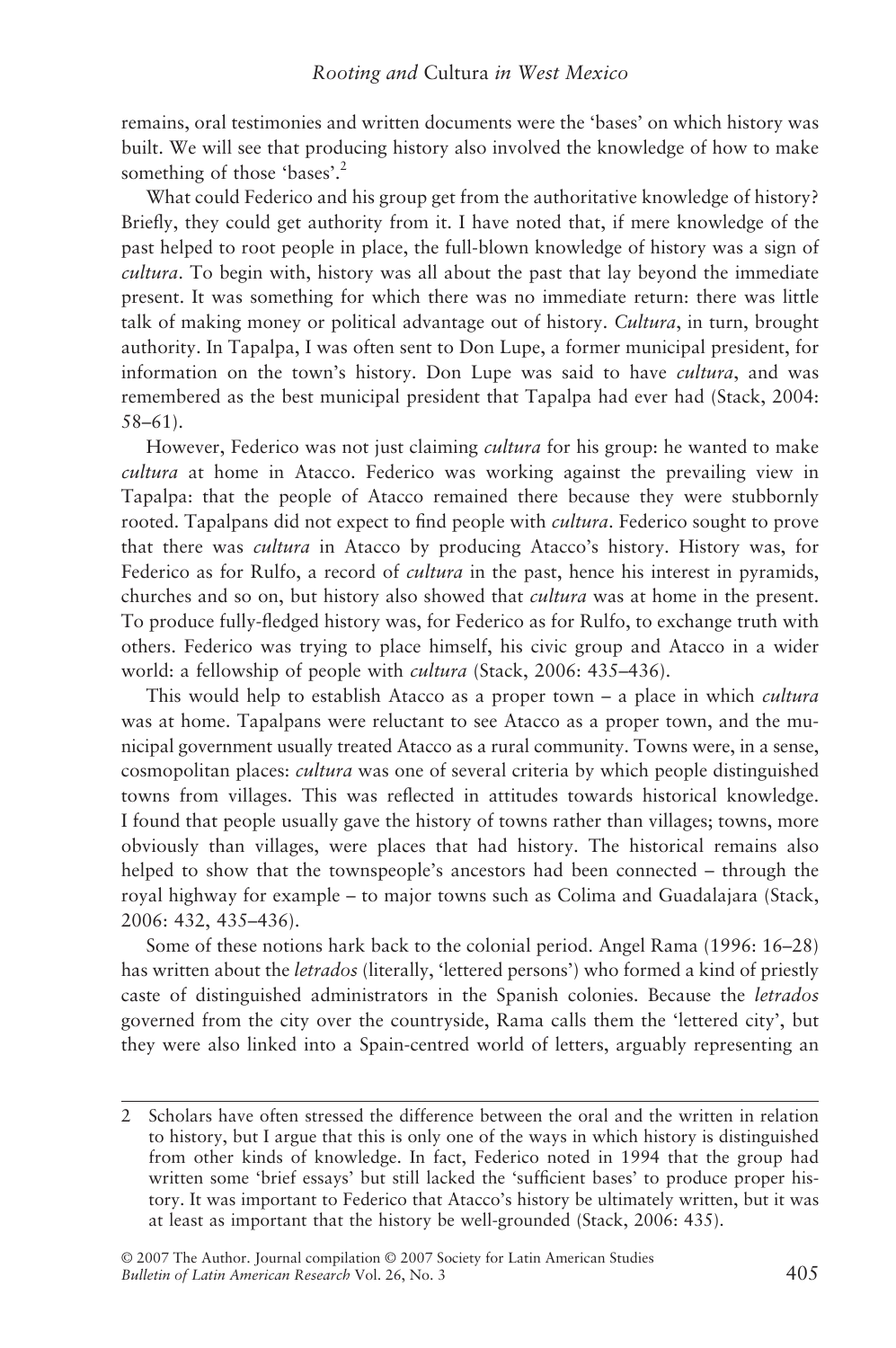remains, oral testimonies and written documents were the 'bases' on which history was built. We will see that producing history also involved the knowledge of how to make something of those 'bases'.[2]

What could Federico and his group get from the authoritative knowledge of history? Briefly, they could get authority from it. I have noted that, if mere knowledge of the past helped to root people in place, the full-blown knowledge of history was a sign of *cultura*. To begin with, history was all about the past that lay beyond the immediate present. It was something for which there was no immediate return: there was little talk of making money or political advantage out of history. *Cultura*, in turn, brought authority. In Tapalpa, I was often sent to Don Lupe, a former municipal president, for information on the town's history. Don Lupe was said to have *cultura*, and was remembered as the best municipal president that Tapalpa had ever had (Stack, 2004: 58–61).

However, Federico was not just claiming *cultura* for his group: he wanted to make *cultura* at home in Atacco. Federico was working against the prevailing view in Tapalpa: that the people of Atacco remained there because they were stubbornly rooted. Tapalpans did not expect to find people with *cultura*. Federico sought to prove that there was *cultura* in Atacco by producing Atacco's history. History was, for Federico as for Rulfo, a record of *cultura* in the past, hence his interest in pyramids, churches and so on, but history also showed that *cultura* was at home in the present. To produce fully-fledged history was, for Federico as for Rulfo, to exchange truth with others. Federico was trying to place himself, his civic group and Atacco in a wider world: a fellowship of people with *cultura* (Stack, 2006: 435–436).

This would help to establish Atacco as a proper town – a place in which *cultura* was at home. Tapalpans were reluctant to see Atacco as a proper town, and the municipal government usually treated Atacco as a rural community. Towns were, in a sense, cosmopolitan places: *cultura* was one of several criteria by which people distinguished towns from villages. This was reflected in attitudes towards historical knowledge. I found that people usually gave the history of towns rather than villages; towns, more obviously than villages, were places that had history. The historical remains also helped to show that the townspeople's ancestors had been connected – through the royal highway for example – to major towns such as Colima and Guadalajara (Stack, 2006: 432, 435–436).

Some of these notions hark back to the colonial period. Angel Rama (1996: 16–28) has written about the *letrados* (literally, 'lettered persons') who formed a kind of priestly caste of distinguished administrators in the Spanish colonies. Because the *letrados* governed from the city over the countryside, Rama calls them the 'lettered city', but they were also linked into a Spain-centred world of letters, arguably representing an

---

2 Scholars have often stressed the difference between the oral and the written in relation to history, but I argue that this is only one of the ways in which history is distinguished from other kinds of knowledge. In fact, Federico noted in 1994 that the group had written some 'brief essays' but still lacked the 'sufficient bases' to produce proper history. It was important to Federico that Atacco's history be ultimately written, but it was at least as important that the history be well-grounded (Stack, 2006: 435).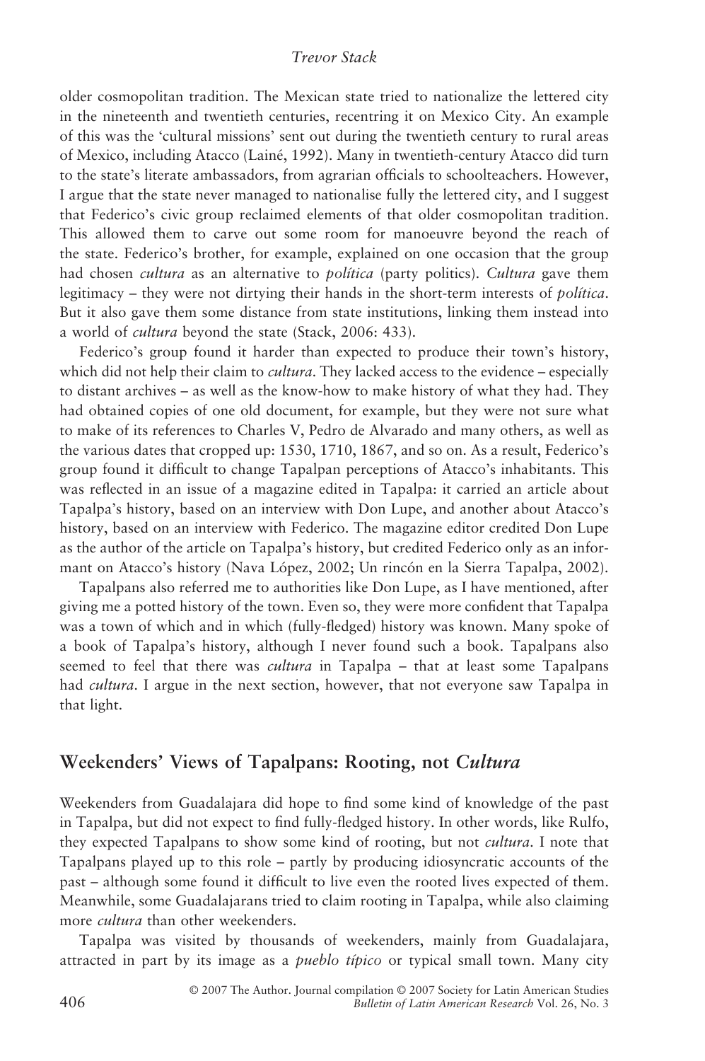older cosmopolitan tradition. The Mexican state tried to nationalize the lettered city in the nineteenth and twentieth centuries, recentring it on Mexico City. An example of this was the 'cultural missions' sent out during the twentieth century to rural areas of Mexico, including Atacco (Lainé, 1992). Many in twentieth-century Atacco did turn to the state's literate ambassadors, from agrarian officials to schoolteachers. However, I argue that the state never managed to nationalise fully the lettered city, and I suggest that Federico's civic group reclaimed elements of that older cosmopolitan tradition. This allowed them to carve out some room for manoeuvre beyond the reach of the state. Federico's brother, for example, explained on one occasion that the group had chosen *cultura* as an alternative to *política* (party politics). *Cultura* gave them legitimacy – they were not dirtying their hands in the short-term interests of *política*. But it also gave them some distance from state institutions, linking them instead into a world of *cultura* beyond the state (Stack, 2006: 433).

Federico's group found it harder than expected to produce their town's history, which did not help their claim to *cultura*. They lacked access to the evidence – especially to distant archives – as well as the know-how to make history of what they had. They had obtained copies of one old document, for example, but they were not sure what to make of its references to Charles V, Pedro de Alvarado and many others, as well as the various dates that cropped up: 1530, 1710, 1867, and so on. As a result, Federico's group found it difficult to change Tapalpan perceptions of Atacco's inhabitants. This was reflected in an issue of a magazine edited in Tapalpa: it carried an article about Tapalpa's history, based on an interview with Don Lupe, and another about Atacco's history, based on an interview with Federico. The magazine editor credited Don Lupe as the author of the article on Tapalpa's history, but credited Federico only as an informant on Atacco's history (Nava López, 2002; Un rincón en la Sierra Tapalpa, 2002).

Tapalpans also referred me to authorities like Don Lupe, as I have mentioned, after giving me a potted history of the town. Even so, they were more confident that Tapalpa was a town of which and in which (fully-fledged) history was known. Many spoke of a book of Tapalpa's history, although I never found such a book. Tapalpans also seemed to feel that there was *cultura* in Tapalpa – that at least some Tapalpans had *cultura*. I argue in the next section, however, that not everyone saw Tapalpa in that light.

## Weekenders' Views of Tapalpans: Rooting, not *Cultura*

Weekenders from Guadalajara did hope to find some kind of knowledge of the past in Tapalpa, but did not expect to find fully-fledged history. In other words, like Rulfo, they expected Tapalpans to show some kind of rooting, but not *cultura*. I note that Tapalpans played up to this role – partly by producing idiosyncratic accounts of the past – although some found it difficult to live even the rooted lives expected of them. Meanwhile, some Guadalajarans tried to claim rooting in Tapalpa, while also claiming more *cultura* than other weekenders.

Tapalpa was visited by thousands of weekenders, mainly from Guadalajara, attracted in part by its image as a *pueblo típico* or typical small town. Many city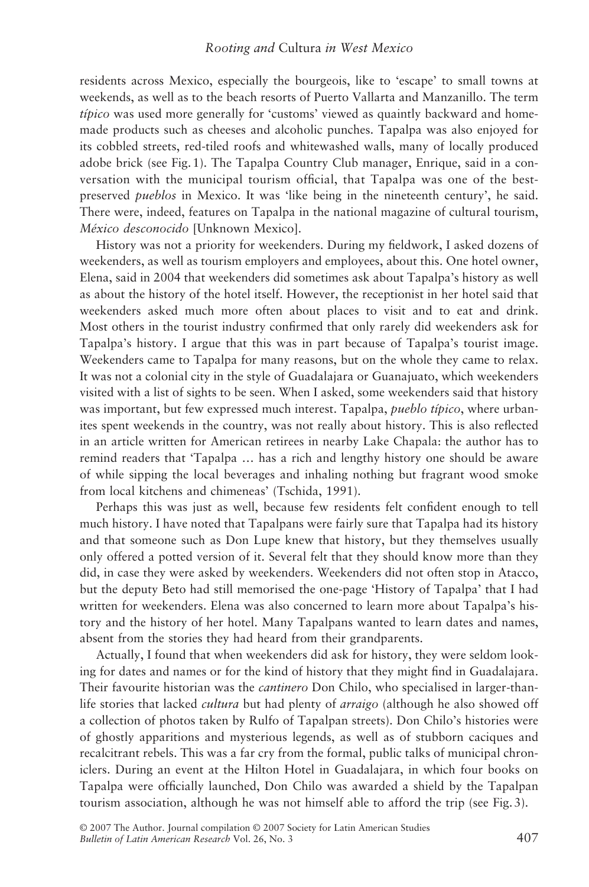residents across Mexico, especially the bourgeois, like to 'escape' to small towns at weekends, as well as to the beach resorts of Puerto Vallarta and Manzanillo. The term *típico* was used more generally for 'customs' viewed as quaintly backward and home-made products such as cheeses and alcoholic punches. Tapalpa was also enjoyed for its cobbled streets, red-tiled roofs and whitewashed walls, many of locally produced adobe brick (see Fig. 1). The Tapalpa Country Club manager, Enrique, said in a conversation with the municipal tourism official, that Tapalpa was one of the best-preserved *pueblos* in Mexico. It was 'like being in the nineteenth century', he said. There were, indeed, features on Tapalpa in the national magazine of cultural tourism, *México desconocido* [Unknown Mexico].

History was not a priority for weekenders. During my fieldwork, I asked dozens of weekenders, as well as tourism employers and employees, about this. One hotel owner, Elena, said in 2004 that weekenders did sometimes ask about Tapalpa's history as well as about the history of the hotel itself. However, the receptionist in her hotel said that weekenders asked much more often about places to visit and to eat and drink. Most others in the tourist industry confirmed that only rarely did weekenders ask for Tapalpa's history. I argue that this was in part because of Tapalpa's tourist image. Weekenders came to Tapalpa for many reasons, but on the whole they came to relax. It was not a colonial city in the style of Guadalajara or Guanajuato, which weekenders visited with a list of sights to be seen. When I asked, some weekenders said that history was important, but few expressed much interest. Tapalpa, *pueblo típico*, where urbanites spent weekends in the country, was not really about history. This is also reflected in an article written for American retirees in nearby Lake Chapala: the author has to remind readers that 'Tapalpa … has a rich and lengthy history one should be aware of while sipping the local beverages and inhaling nothing but fragrant wood smoke from local kitchens and chimeneas' (Tschida, 1991).

Perhaps this was just as well, because few residents felt confident enough to tell much history. I have noted that Tapalpans were fairly sure that Tapalpa had its history and that someone such as Don Lupe knew that history, but they themselves usually only offered a potted version of it. Several felt that they should know more than they did, in case they were asked by weekenders. Weekenders did not often stop in Atacco, but the deputy Beto had still memorised the one-page 'History of Tapalpa' that I had written for weekenders. Elena was also concerned to learn more about Tapalpa's history and the history of her hotel. Many Tapalpans wanted to learn dates and names, absent from the stories they had heard from their grandparents.

Actually, I found that when weekenders did ask for history, they were seldom looking for dates and names or for the kind of history that they might find in Guadalajara. Their favourite historian was the *cantinero* Don Chilo, who specialised in larger-than-life stories that lacked *cultura* but had plenty of *arraigo* (although he also showed off a collection of photos taken by Rulfo of Tapalpan streets). Don Chilo's histories were of ghostly apparitions and mysterious legends, as well as of stubborn caciques and recalcitrant rebels. This was a far cry from the formal, public talks of municipal chroniclers. During an event at the Hilton Hotel in Guadalajara, in which four books on Tapalpa were officially launched, Don Chilo was awarded a shield by the Tapalpan tourism association, although he was not himself able to afford the trip (see Fig. 3).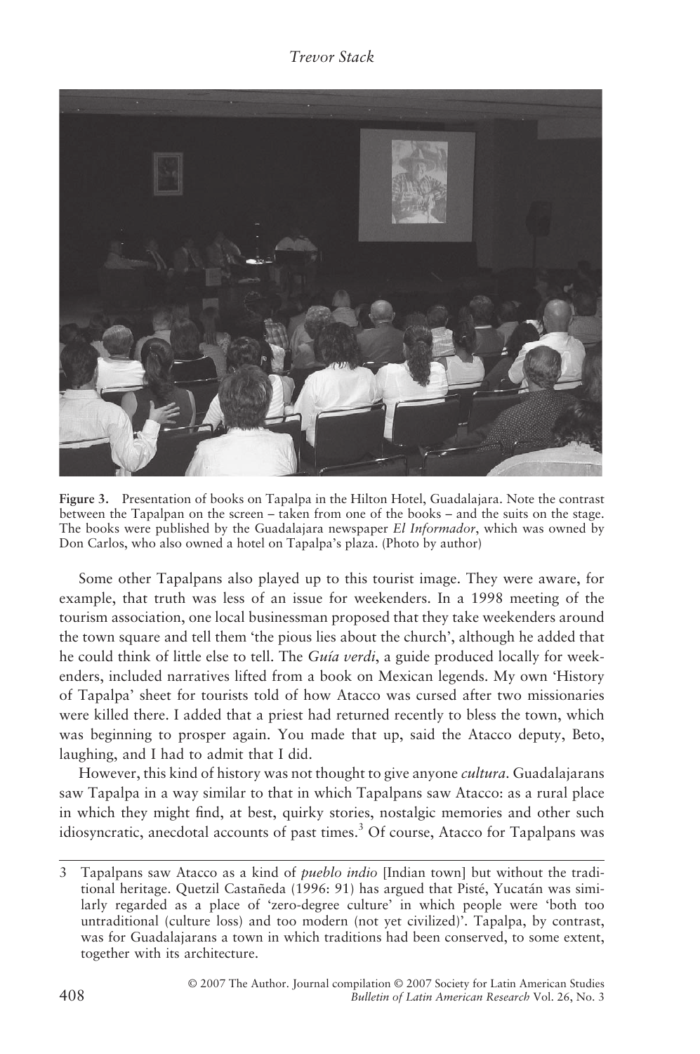**Figure 3.** Presentation of books on Tapalpa in the Hilton Hotel, Guadalajara. Note the contrast between the Tapalpan on the screen – taken from one of the books – and the suits on the stage. The books were published by the Guadalajara newspaper *El Informador*, which was owned by Don Carlos, who also owned a hotel on Tapalpa's plaza. (Photo by author)

Some other Tapalpans also played up to this tourist image. They were aware, for example, that truth was less of an issue for weekenders. In a 1998 meeting of the tourism association, one local businessman proposed that they take weekenders around the town square and tell them 'the pious lies about the church', although he added that he could think of little else to tell. The *Guía verdi*, a guide produced locally for weekenders, included narratives lifted from a book on Mexican legends. My own 'History of Tapalpa' sheet for tourists told of how Atacco was cursed after two missionaries were killed there. I added that a priest had returned recently to bless the town, which was beginning to prosper again. You made that up, said the Atacco deputy, Beto, laughing, and I had to admit that I did.

However, this kind of history was not thought to give anyone *cultura*. Guadalajarans saw Tapalpa in a way similar to that in which Tapalpans saw Atacco: as a rural place in which they might find, at best, quirky stories, nostalgic memories and other such idiosyncratic, anecdotal accounts of past times.[3] Of course, Atacco for Tapalpans was

3 Tapalpans saw Atacco as a kind of *pueblo indio* [Indian town] but without the traditional heritage. Quetzil Castañeda (1996: 91) has argued that Pisté, Yucatán was similarly regarded as a place of 'zero-degree culture' in which people were 'both too untraditional (culture loss) and too modern (not yet civilized)'. Tapalpa, by contrast, was for Guadalajarans a town in which traditions had been conserved, to some extent, together with its architecture.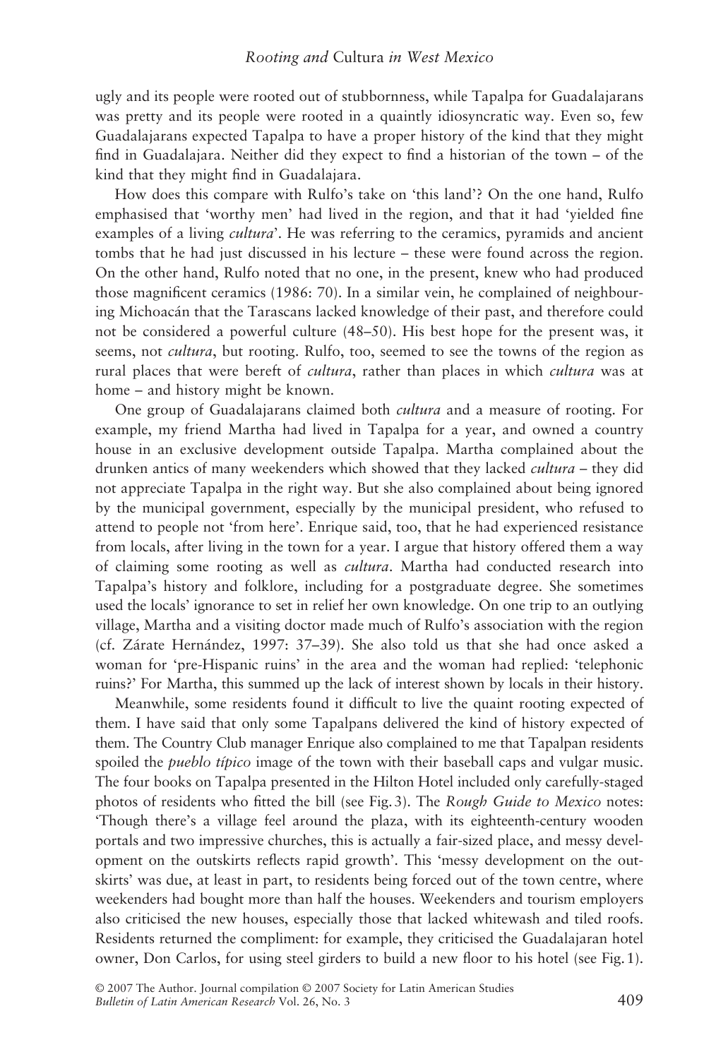ugly and its people were rooted out of stubbornness, while Tapalpa for Guadalajarans was pretty and its people were rooted in a quaintly idiosyncratic way. Even so, few Guadalajarans expected Tapalpa to have a proper history of the kind that they might find in Guadalajara. Neither did they expect to find a historian of the town – of the kind that they might find in Guadalajara.

How does this compare with Rulfo's take on 'this land'? On the one hand, Rulfo emphasised that 'worthy men' had lived in the region, and that it had 'yielded fine examples of a living *cultura*'. He was referring to the ceramics, pyramids and ancient tombs that he had just discussed in his lecture – these were found across the region. On the other hand, Rulfo noted that no one, in the present, knew who had produced those magnificent ceramics (1986: 70). In a similar vein, he complained of neighbouring Michoacán that the Tarascans lacked knowledge of their past, and therefore could not be considered a powerful culture (48–50). His best hope for the present was, it seems, not *cultura*, but rooting. Rulfo, too, seemed to see the towns of the region as rural places that were bereft of *cultura*, rather than places in which *cultura* was at home – and history might be known.

One group of Guadalajarans claimed both *cultura* and a measure of rooting. For example, my friend Martha had lived in Tapalpa for a year, and owned a country house in an exclusive development outside Tapalpa. Martha complained about the drunken antics of many weekenders which showed that they lacked *cultura* – they did not appreciate Tapalpa in the right way. But she also complained about being ignored by the municipal government, especially by the municipal president, who refused to attend to people not 'from here'. Enrique said, too, that he had experienced resistance from locals, after living in the town for a year. I argue that history offered them a way of claiming some rooting as well as *cultura*. Martha had conducted research into Tapalpa's history and folklore, including for a postgraduate degree. She sometimes used the locals' ignorance to set in relief her own knowledge. On one trip to an outlying village, Martha and a visiting doctor made much of Rulfo's association with the region (cf. Zárate Hernández, 1997: 37–39). She also told us that she had once asked a woman for 'pre-Hispanic ruins' in the area and the woman had replied: 'telephonic ruins?' For Martha, this summed up the lack of interest shown by locals in their history.

Meanwhile, some residents found it difficult to live the quaint rooting expected of them. I have said that only some Tapalpans delivered the kind of history expected of them. The Country Club manager Enrique also complained to me that Tapalpan residents spoiled the *pueblo típico* image of the town with their baseball caps and vulgar music. The four books on Tapalpa presented in the Hilton Hotel included only carefully-staged photos of residents who fitted the bill (see Fig. 3). The *Rough Guide to Mexico* notes: 'Though there's a village feel around the plaza, with its eighteenth-century wooden portals and two impressive churches, this is actually a fair-sized place, and messy development on the outskirts reflects rapid growth'. This 'messy development on the outskirts' was due, at least in part, to residents being forced out of the town centre, where weekenders had bought more than half the houses. Weekenders and tourism employers also criticised the new houses, especially those that lacked whitewash and tiled roofs. Residents returned the compliment: for example, they criticised the Guadalajaran hotel owner, Don Carlos, for using steel girders to build a new floor to his hotel (see Fig. 1).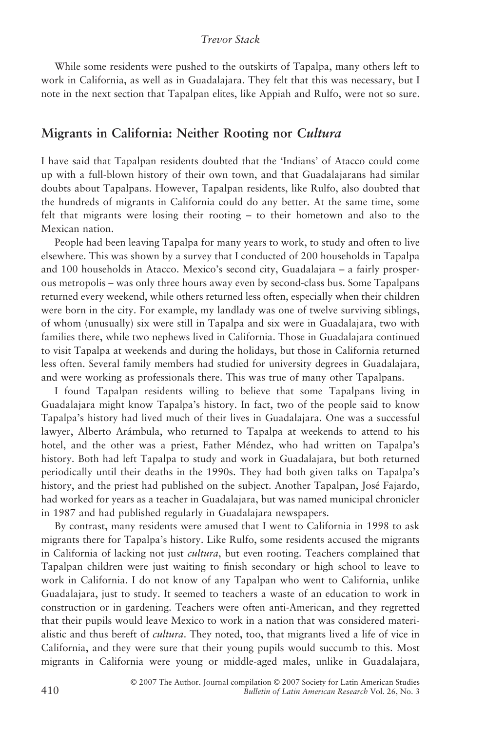While some residents were pushed to the outskirts of Tapalpa, many others left to work in California, as well as in Guadalajara. They felt that this was necessary, but I note in the next section that Tapalpan elites, like Appiah and Rulfo, were not so sure.

## Migrants in California: Neither Rooting nor *Cultura*

I have said that Tapalpan residents doubted that the 'Indians' of Atacco could come up with a full-blown history of their own town, and that Guadalajarans had similar doubts about Tapalpans. However, Tapalpan residents, like Rulfo, also doubted that the hundreds of migrants in California could do any better. At the same time, some felt that migrants were losing their rooting – to their hometown and also to the Mexican nation.

People had been leaving Tapalpa for many years to work, to study and often to live elsewhere. This was shown by a survey that I conducted of 200 households in Tapalpa and 100 households in Atacco. Mexico's second city, Guadalajara – a fairly prosperous metropolis – was only three hours away even by second-class bus. Some Tapalpans returned every weekend, while others returned less often, especially when their children were born in the city. For example, my landlady was one of twelve surviving siblings, of whom (unusually) six were still in Tapalpa and six were in Guadalajara, two with families there, while two nephews lived in California. Those in Guadalajara continued to visit Tapalpa at weekends and during the holidays, but those in California returned less often. Several family members had studied for university degrees in Guadalajara, and were working as professionals there. This was true of many other Tapalpans.

I found Tapalpan residents willing to believe that some Tapalpans living in Guadalajara might know Tapalpa's history. In fact, two of the people said to know Tapalpa's history had lived much of their lives in Guadalajara. One was a successful lawyer, Alberto Arámbula, who returned to Tapalpa at weekends to attend to his hotel, and the other was a priest, Father Méndez, who had written on Tapalpa's history. Both had left Tapalpa to study and work in Guadalajara, but both returned periodically until their deaths in the 1990s. They had both given talks on Tapalpa's history, and the priest had published on the subject. Another Tapalpan, José Fajardo, had worked for years as a teacher in Guadalajara, but was named municipal chronicler in 1987 and had published regularly in Guadalajara newspapers.

By contrast, many residents were amused that I went to California in 1998 to ask migrants there for Tapalpa's history. Like Rulfo, some residents accused the migrants in California of lacking not just *cultura*, but even rooting. Teachers complained that Tapalpan children were just waiting to finish secondary or high school to leave to work in California. I do not know of any Tapalpan who went to California, unlike Guadalajara, just to study. It seemed to teachers a waste of an education to work in construction or in gardening. Teachers were often anti-American, and they regretted that their pupils would leave Mexico to work in a nation that was considered materialistic and thus bereft of *cultura*. They noted, too, that migrants lived a life of vice in California, and they were sure that their young pupils would succumb to this. Most migrants in California were young or middle-aged males, unlike in Guadalajara,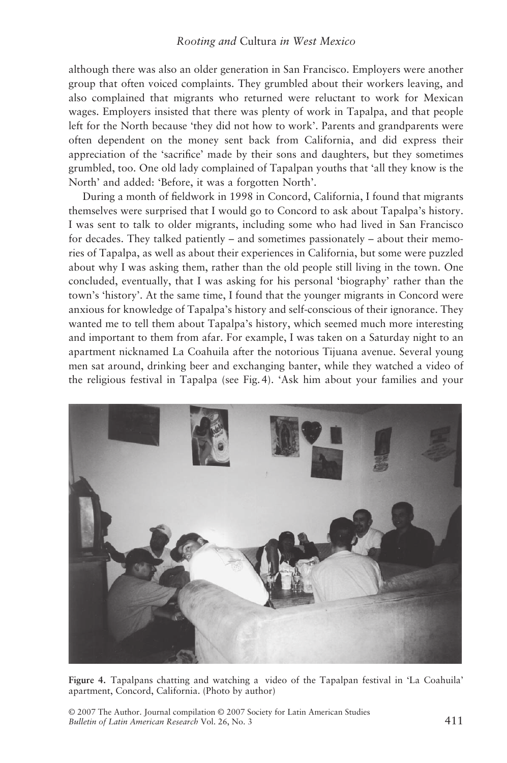although there was also an older generation in San Francisco. Employers were another group that often voiced complaints. They grumbled about their workers leaving, and also complained that migrants who returned were reluctant to work for Mexican wages. Employers insisted that there was plenty of work in Tapalpa, and that people left for the North because 'they did not how to work'. Parents and grandparents were often dependent on the money sent back from California, and did express their appreciation of the 'sacrifice' made by their sons and daughters, but they sometimes grumbled, too. One old lady complained of Tapalpan youths that 'all they know is the North' and added: 'Before, it was a forgotten North'.

During a month of fieldwork in 1998 in Concord, California, I found that migrants themselves were surprised that I would go to Concord to ask about Tapalpa's history. I was sent to talk to older migrants, including some who had lived in San Francisco for decades. They talked patiently – and sometimes passionately – about their memories of Tapalpa, as well as about their experiences in California, but some were puzzled about why I was asking them, rather than the old people still living in the town. One concluded, eventually, that I was asking for his personal 'biography' rather than the town's 'history'. At the same time, I found that the younger migrants in Concord were anxious for knowledge of Tapalpa's history and self-conscious of their ignorance. They wanted me to tell them about Tapalpa's history, which seemed much more interesting and important to them from afar. For example, I was taken on a Saturday night to an apartment nicknamed La Coahuila after the notorious Tijuana avenue. Several young men sat around, drinking beer and exchanging banter, while they watched a video of the religious festival in Tapalpa (see Fig. 4). 'Ask him about your families and your

**Figure 4.** Tapalpans chatting and watching a video of the Tapalpan festival in 'La Coahuila' apartment, Concord, California. (Photo by author)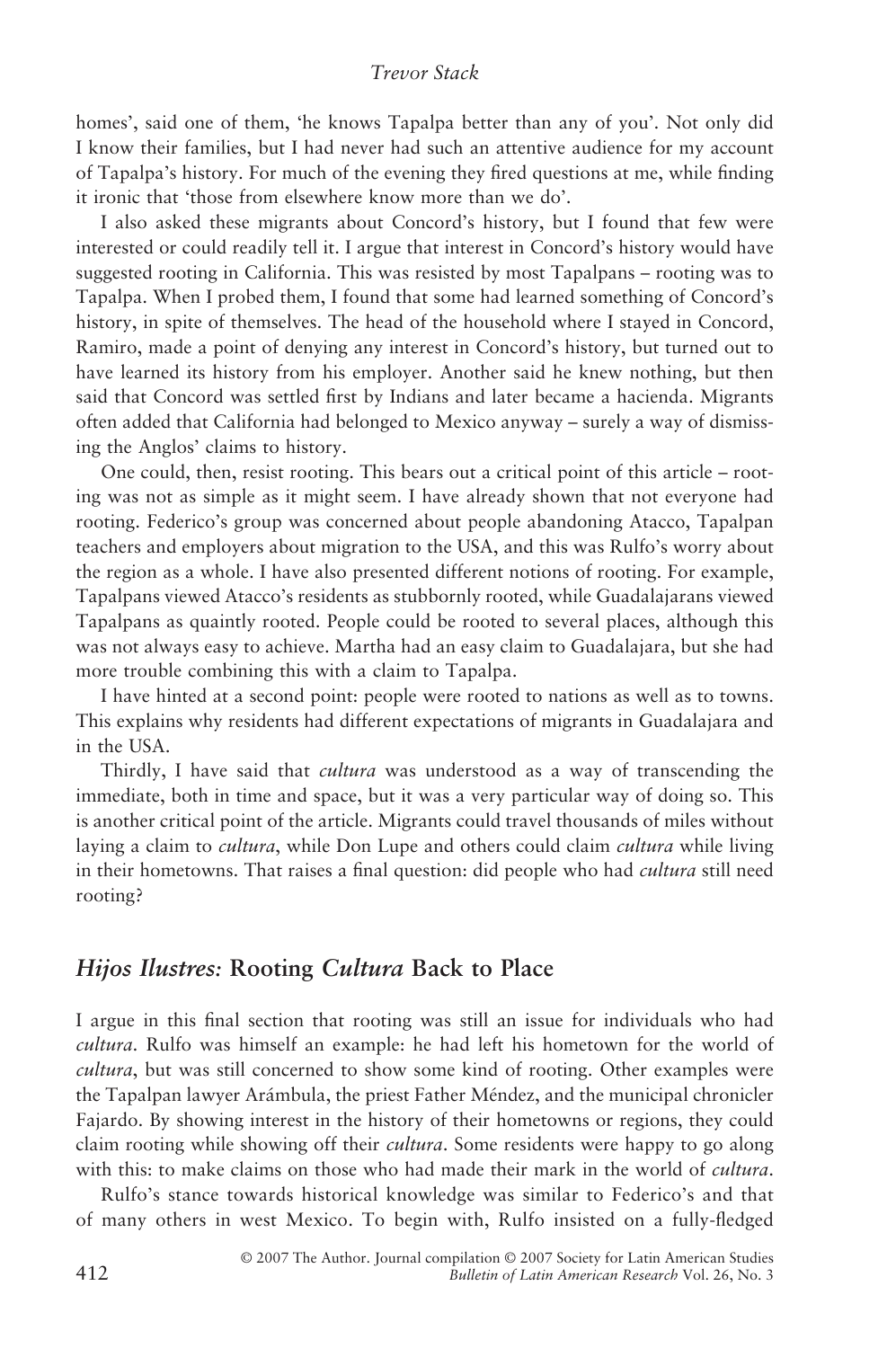homes', said one of them, 'he knows Tapalpa better than any of you'. Not only did I know their families, but I had never had such an attentive audience for my account of Tapalpa's history. For much of the evening they fired questions at me, while finding it ironic that 'those from elsewhere know more than we do'.

I also asked these migrants about Concord's history, but I found that few were interested or could readily tell it. I argue that interest in Concord's history would have suggested rooting in California. This was resisted by most Tapalpans – rooting was to Tapalpa. When I probed them, I found that some had learned something of Concord's history, in spite of themselves. The head of the household where I stayed in Concord, Ramiro, made a point of denying any interest in Concord's history, but turned out to have learned its history from his employer. Another said he knew nothing, but then said that Concord was settled first by Indians and later became a hacienda. Migrants often added that California had belonged to Mexico anyway – surely a way of dismissing the Anglos' claims to history.

One could, then, resist rooting. This bears out a critical point of this article – rooting was not as simple as it might seem. I have already shown that not everyone had rooting. Federico's group was concerned about people abandoning Atacco, Tapalpan teachers and employers about migration to the USA, and this was Rulfo's worry about the region as a whole. I have also presented different notions of rooting. For example, Tapalpans viewed Atacco's residents as stubbornly rooted, while Guadalajarans viewed Tapalpans as quaintly rooted. People could be rooted to several places, although this was not always easy to achieve. Martha had an easy claim to Guadalajara, but she had more trouble combining this with a claim to Tapalpa.

I have hinted at a second point: people were rooted to nations as well as to towns. This explains why residents had different expectations of migrants in Guadalajara and in the USA.

Thirdly, I have said that *cultura* was understood as a way of transcending the immediate, both in time and space, but it was a very particular way of doing so. This is another critical point of the article. Migrants could travel thousands of miles without laying a claim to *cultura*, while Don Lupe and others could claim *cultura* while living in their hometowns. That raises a final question: did people who had *cultura* still need rooting?

## *Hijos Ilustres:* Rooting *Cultura* Back to Place

I argue in this final section that rooting was still an issue for individuals who had *cultura*. Rulfo was himself an example: he had left his hometown for the world of *cultura*, but was still concerned to show some kind of rooting. Other examples were the Tapalpan lawyer Arámbula, the priest Father Méndez, and the municipal chronicler Fajardo. By showing interest in the history of their hometowns or regions, they could claim rooting while showing off their *cultura*. Some residents were happy to go along with this: to make claims on those who had made their mark in the world of *cultura*.

Rulfo's stance towards historical knowledge was similar to Federico's and that of many others in west Mexico. To begin with, Rulfo insisted on a fully-fledged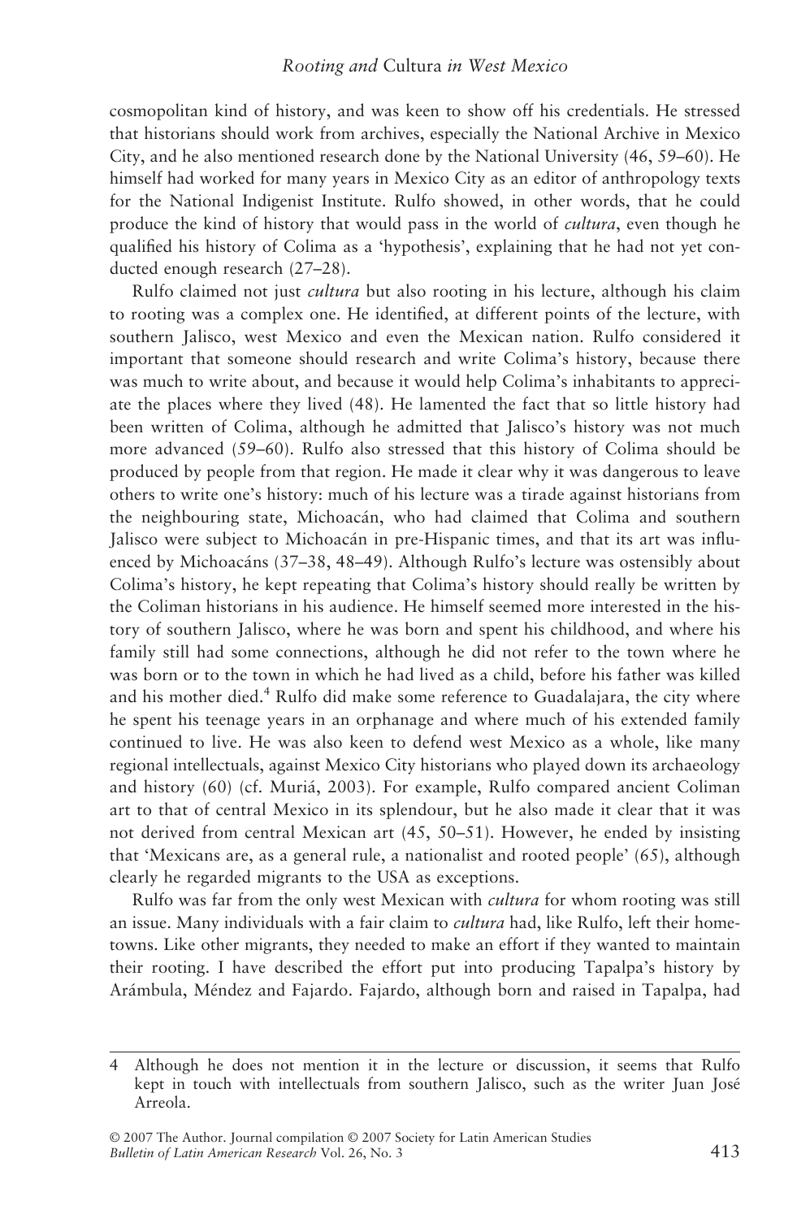cosmopolitan kind of history, and was keen to show off his credentials. He stressed that historians should work from archives, especially the National Archive in Mexico City, and he also mentioned research done by the National University (46, 59–60). He himself had worked for many years in Mexico City as an editor of anthropology texts for the National Indigenist Institute. Rulfo showed, in other words, that he could produce the kind of history that would pass in the world of *cultura*, even though he qualified his history of Colima as a 'hypothesis', explaining that he had not yet conducted enough research (27–28).

Rulfo claimed not just *cultura* but also rooting in his lecture, although his claim to rooting was a complex one. He identified, at different points of the lecture, with southern Jalisco, west Mexico and even the Mexican nation. Rulfo considered it important that someone should research and write Colima's history, because there was much to write about, and because it would help Colima's inhabitants to appreciate the places where they lived (48). He lamented the fact that so little history had been written of Colima, although he admitted that Jalisco's history was not much more advanced (59–60). Rulfo also stressed that this history of Colima should be produced by people from that region. He made it clear why it was dangerous to leave others to write one's history: much of his lecture was a tirade against historians from the neighbouring state, Michoacán, who had claimed that Colima and southern Jalisco were subject to Michoacán in pre-Hispanic times, and that its art was influenced by Michoacáns (37–38, 48–49). Although Rulfo's lecture was ostensibly about Colima's history, he kept repeating that Colima's history should really be written by the Coliman historians in his audience. He himself seemed more interested in the history of southern Jalisco, where he was born and spent his childhood, and where his family still had some connections, although he did not refer to the town where he was born or to the town in which he had lived as a child, before his father was killed and his mother died.[4] Rulfo did make some reference to Guadalajara, the city where he spent his teenage years in an orphanage and where much of his extended family continued to live. He was also keen to defend west Mexico as a whole, like many regional intellectuals, against Mexico City historians who played down its archaeology and history (60) (cf. Muriá, 2003). For example, Rulfo compared ancient Coliman art to that of central Mexico in its splendour, but he also made it clear that it was not derived from central Mexican art (45, 50–51). However, he ended by insisting that 'Mexicans are, as a general rule, a nationalist and rooted people' (65), although clearly he regarded migrants to the USA as exceptions.

Rulfo was far from the only west Mexican with *cultura* for whom rooting was still an issue. Many individuals with a fair claim to *cultura* had, like Rulfo, left their hometowns. Like other migrants, they needed to make an effort if they wanted to maintain their rooting. I have described the effort put into producing Tapalpa's history by Arámbula, Méndez and Fajardo. Fajardo, although born and raised in Tapalpa, had

---

4 Although he does not mention it in the lecture or discussion, it seems that Rulfo kept in touch with intellectuals from southern Jalisco, such as the writer Juan José Arreola.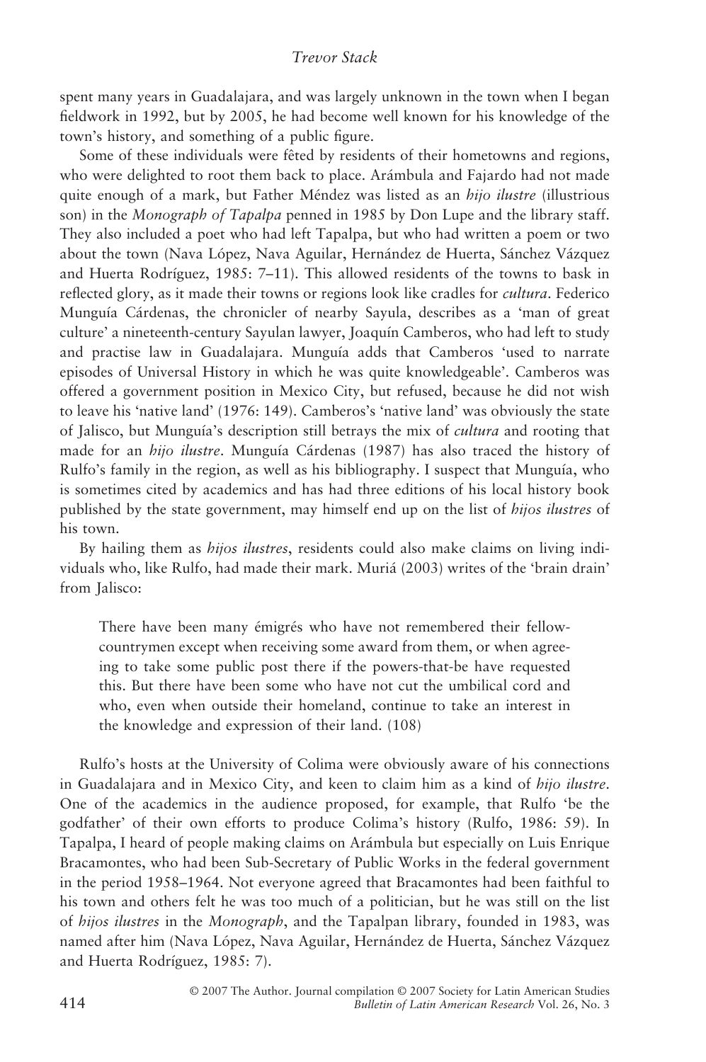spent many years in Guadalajara, and was largely unknown in the town when I began fieldwork in 1992, but by 2005, he had become well known for his knowledge of the town's history, and something of a public figure.

Some of these individuals were fêted by residents of their hometowns and regions, who were delighted to root them back to place. Arámbula and Fajardo had not made quite enough of a mark, but Father Méndez was listed as an *hijo ilustre* (illustrious son) in the *Monograph of Tapalpa* penned in 1985 by Don Lupe and the library staff. They also included a poet who had left Tapalpa, but who had written a poem or two about the town (Nava López, Nava Aguilar, Hernández de Huerta, Sánchez Vázquez and Huerta Rodríguez, 1985: 7–11). This allowed residents of the towns to bask in reflected glory, as it made their towns or regions look like cradles for *cultura*. Federico Munguía Cárdenas, the chronicler of nearby Sayula, describes as a 'man of great culture' a nineteenth-century Sayulan lawyer, Joaquín Camberos, who had left to study and practise law in Guadalajara. Munguía adds that Camberos 'used to narrate episodes of Universal History in which he was quite knowledgeable'. Camberos was offered a government position in Mexico City, but refused, because he did not wish to leave his 'native land' (1976: 149). Camberos's 'native land' was obviously the state of Jalisco, but Munguía's description still betrays the mix of *cultura* and rooting that made for an *hijo ilustre*. Munguía Cárdenas (1987) has also traced the history of Rulfo's family in the region, as well as his bibliography. I suspect that Munguía, who is sometimes cited by academics and has had three editions of his local history book published by the state government, may himself end up on the list of *hijos ilustres* of his town.

By hailing them as *hijos ilustres*, residents could also make claims on living individuals who, like Rulfo, had made their mark. Muriá (2003) writes of the 'brain drain' from Jalisco:

> There have been many émigrés who have not remembered their fellow-countrymen except when receiving some award from them, or when agreeing to take some public post there if the powers-that-be have requested this. But there have been some who have not cut the umbilical cord and who, even when outside their homeland, continue to take an interest in the knowledge and expression of their land. (108)

Rulfo's hosts at the University of Colima were obviously aware of his connections in Guadalajara and in Mexico City, and keen to claim him as a kind of *hijo ilustre*. One of the academics in the audience proposed, for example, that Rulfo 'be the godfather' of their own efforts to produce Colima's history (Rulfo, 1986: 59). In Tapalpa, I heard of people making claims on Arámbula but especially on Luis Enrique Bracamontes, who had been Sub-Secretary of Public Works in the federal government in the period 1958–1964. Not everyone agreed that Bracamontes had been faithful to his town and others felt he was too much of a politician, but he was still on the list of *hijos ilustres* in the *Monograph*, and the Tapalpan library, founded in 1983, was named after him (Nava López, Nava Aguilar, Hernández de Huerta, Sánchez Vázquez and Huerta Rodríguez, 1985: 7).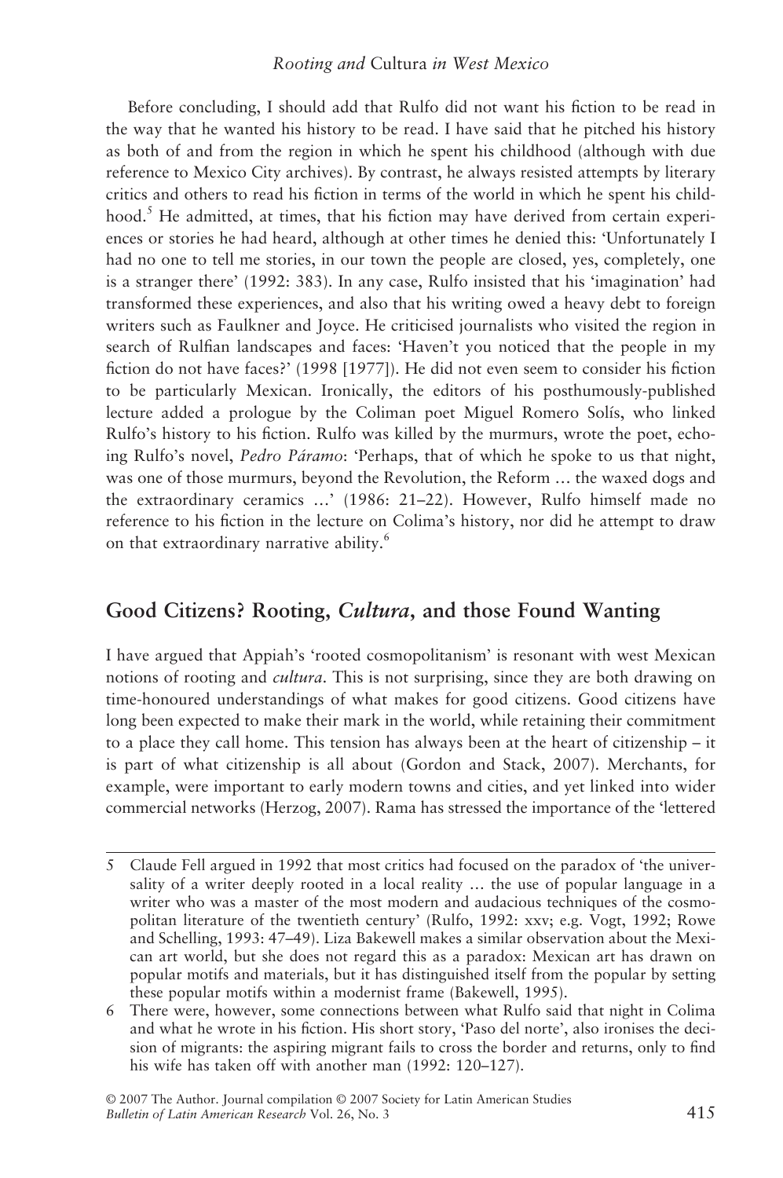Before concluding, I should add that Rulfo did not want his fiction to be read in the way that he wanted his history to be read. I have said that he pitched his history as both of and from the region in which he spent his childhood (although with due reference to Mexico City archives). By contrast, he always resisted attempts by literary critics and others to read his fiction in terms of the world in which he spent his childhood.[5] He admitted, at times, that his fiction may have derived from certain experiences or stories he had heard, although at other times he denied this: 'Unfortunately I had no one to tell me stories, in our town the people are closed, yes, completely, one is a stranger there' (1992: 383). In any case, Rulfo insisted that his 'imagination' had transformed these experiences, and also that his writing owed a heavy debt to foreign writers such as Faulkner and Joyce. He criticised journalists who visited the region in search of Rulfian landscapes and faces: 'Haven't you noticed that the people in my fiction do not have faces?' (1998 [1977]). He did not even seem to consider his fiction to be particularly Mexican. Ironically, the editors of his posthumously-published lecture added a prologue by the Coliman poet Miguel Romero Solís, who linked Rulfo's history to his fiction. Rulfo was killed by the murmurs, wrote the poet, echoing Rulfo's novel, *Pedro Páramo*: 'Perhaps, that of which he spoke to us that night, was one of those murmurs, beyond the Revolution, the Reform … the waxed dogs and the extraordinary ceramics …' (1986: 21–22). However, Rulfo himself made no reference to his fiction in the lecture on Colima's history, nor did he attempt to draw on that extraordinary narrative ability.[6]

## Good Citizens? Rooting, *Cultura*, and those Found Wanting

I have argued that Appiah's 'rooted cosmopolitanism' is resonant with west Mexican notions of rooting and *cultura*. This is not surprising, since they are both drawing on time-honoured understandings of what makes for good citizens. Good citizens have long been expected to make their mark in the world, while retaining their commitment to a place they call home. This tension has always been at the heart of citizenship – it is part of what citizenship is all about (Gordon and Stack, 2007). Merchants, for example, were important to early modern towns and cities, and yet linked into wider commercial networks (Herzog, 2007). Rama has stressed the importance of the 'lettered

---

5 Claude Fell argued in 1992 that most critics had focused on the paradox of 'the universality of a writer deeply rooted in a local reality … the use of popular language in a writer who was a master of the most modern and audacious techniques of the cosmopolitan literature of the twentieth century' (Rulfo, 1992: xxv; e.g. Vogt, 1992; Rowe and Schelling, 1993: 47–49). Liza Bakewell makes a similar observation about the Mexican art world, but she does not regard this as a paradox: Mexican art has drawn on popular motifs and materials, but it has distinguished itself from the popular by setting these popular motifs within a modernist frame (Bakewell, 1995).

6 There were, however, some connections between what Rulfo said that night in Colima and what he wrote in his fiction. His short story, 'Paso del norte', also ironises the decision of migrants: the aspiring migrant fails to cross the border and returns, only to find his wife has taken off with another man (1992: 120–127).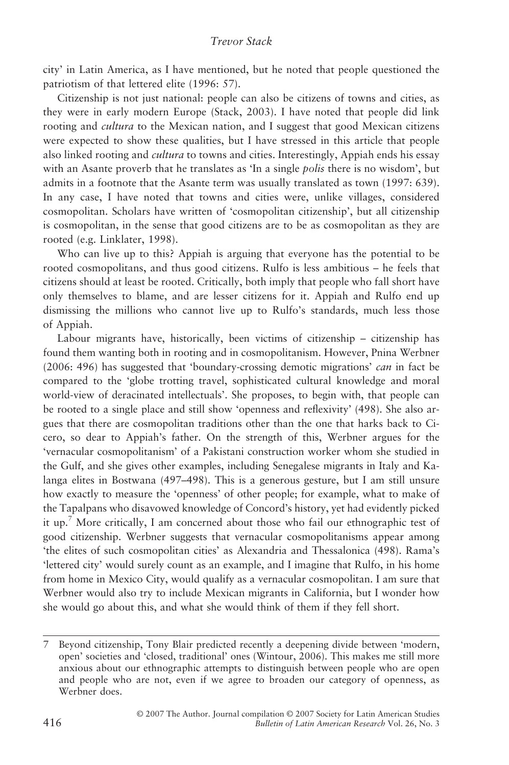city' in Latin America, as I have mentioned, but he noted that people questioned the patriotism of that lettered elite (1996: 57).

Citizenship is not just national: people can also be citizens of towns and cities, as they were in early modern Europe (Stack, 2003). I have noted that people did link rooting and *cultura* to the Mexican nation, and I suggest that good Mexican citizens were expected to show these qualities, but I have stressed in this article that people also linked rooting and *cultura* to towns and cities. Interestingly, Appiah ends his essay with an Asante proverb that he translates as 'In a single *polis* there is no wisdom', but admits in a footnote that the Asante term was usually translated as town (1997: 639). In any case, I have noted that towns and cities were, unlike villages, considered cosmopolitan. Scholars have written of 'cosmopolitan citizenship', but all citizenship is cosmopolitan, in the sense that good citizens are to be as cosmopolitan as they are rooted (e.g. Linklater, 1998).

Who can live up to this? Appiah is arguing that everyone has the potential to be rooted cosmopolitans, and thus good citizens. Rulfo is less ambitious – he feels that citizens should at least be rooted. Critically, both imply that people who fall short have only themselves to blame, and are lesser citizens for it. Appiah and Rulfo end up dismissing the millions who cannot live up to Rulfo's standards, much less those of Appiah.

Labour migrants have, historically, been victims of citizenship – citizenship has found them wanting both in rooting and in cosmopolitanism. However, Pnina Werbner (2006: 496) has suggested that 'boundary-crossing demotic migrations' *can* in fact be compared to the 'globe trotting travel, sophisticated cultural knowledge and moral world-view of deracinated intellectuals'. She proposes, to begin with, that people can be rooted to a single place and still show 'openness and reflexivity' (498). She also argues that there are cosmopolitan traditions other than the one that harks back to Cicero, so dear to Appiah's father. On the strength of this, Werbner argues for the 'vernacular cosmopolitanism' of a Pakistani construction worker whom she studied in the Gulf, and she gives other examples, including Senegalese migrants in Italy and Kalanga elites in Bostwana (497–498). This is a generous gesture, but I am still unsure how exactly to measure the 'openness' of other people; for example, what to make of the Tapalpans who disavowed knowledge of Concord's history, yet had evidently picked it up.[7] More critically, I am concerned about those who fail our ethnographic test of good citizenship. Werbner suggests that vernacular cosmopolitanisms appear among 'the elites of such cosmopolitan cities' as Alexandria and Thessalonica (498). Rama's 'lettered city' would surely count as an example, and I imagine that Rulfo, in his home from home in Mexico City, would qualify as a vernacular cosmopolitan. I am sure that Werbner would also try to include Mexican migrants in California, but I wonder how she would go about this, and what she would think of them if they fell short.

---

7 Beyond citizenship, Tony Blair predicted recently a deepening divide between 'modern, open' societies and 'closed, traditional' ones (Wintour, 2006). This makes me still more anxious about our ethnographic attempts to distinguish between people who are open and people who are not, even if we agree to broaden our category of openness, as Werbner does.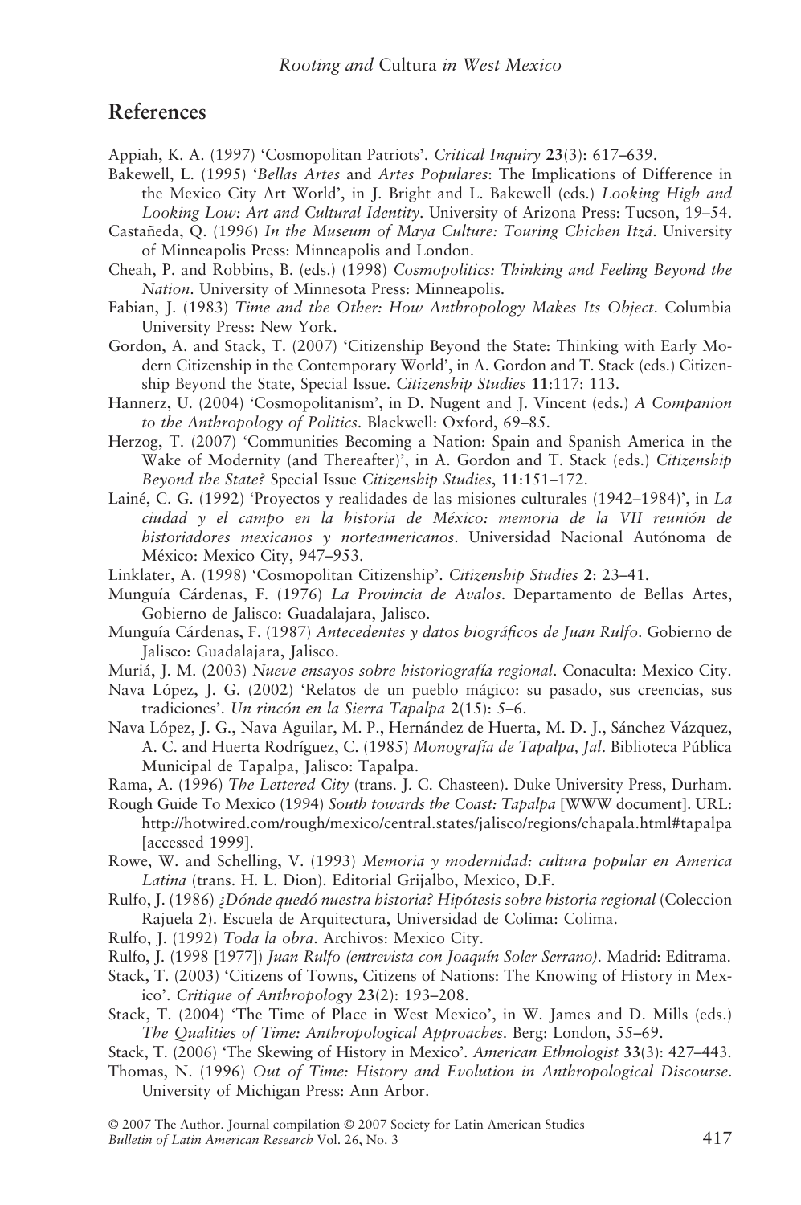## References

Appiah, K. A. (1997) 'Cosmopolitan Patriots'. *Critical Inquiry* **23**(3): 617–639.

Bakewell, L. (1995) '*Bellas Artes* and *Artes Populares*: The Implications of Difference in the Mexico City Art World', in J. Bright and L. Bakewell (eds.) *Looking High and Looking Low: Art and Cultural Identity*. University of Arizona Press: Tucson, 19–54.

Castañeda, Q. (1996) *In the Museum of Maya Culture: Touring Chichen Itzá*. University of Minneapolis Press: Minneapolis and London.

Cheah, P. and Robbins, B. (eds.) (1998) *Cosmopolitics: Thinking and Feeling Beyond the Nation*. University of Minnesota Press: Minneapolis.

Fabian, J. (1983) *Time and the Other: How Anthropology Makes Its Object*. Columbia University Press: New York.

Gordon, A. and Stack, T. (2007) 'Citizenship Beyond the State: Thinking with Early Modern Citizenship in the Contemporary World', in A. Gordon and T. Stack (eds.) Citizenship Beyond the State, Special Issue. *Citizenship Studies* **11**:117: 113.

Hannerz, U. (2004) 'Cosmopolitanism', in D. Nugent and J. Vincent (eds.) *A Companion to the Anthropology of Politics*. Blackwell: Oxford, 69–85.

Herzog, T. (2007) 'Communities Becoming a Nation: Spain and Spanish America in the Wake of Modernity (and Thereafter)', in A. Gordon and T. Stack (eds.) *Citizenship Beyond the State?* Special Issue *Citizenship Studies*, **11**:151–172.

Lainé, C. G. (1992) 'Proyectos y realidades de las misiones culturales (1942–1984)', in *La ciudad y el campo en la historia de México: memoria de la VII reunión de historiadores mexicanos y norteamericanos*. Universidad Nacional Autónoma de México: Mexico City, 947–953.

Linklater, A. (1998) 'Cosmopolitan Citizenship'. *Citizenship Studies* **2**: 23–41.

Munguía Cárdenas, F. (1976) *La Provincia de Avalos*. Departamento de Bellas Artes, Gobierno de Jalisco: Guadalajara, Jalisco.

Munguía Cárdenas, F. (1987) *Antecedentes y datos biográficos de Juan Rulfo*. Gobierno de Jalisco: Guadalajara, Jalisco.

Muriá, J. M. (2003) *Nueve ensayos sobre historiografía regional*. Conaculta: Mexico City.

Nava López, J. G. (2002) 'Relatos de un pueblo mágico: su pasado, sus creencias, sus tradiciones'. *Un rincón en la Sierra Tapalpa* **2**(15): 5–6.

Nava López, J. G., Nava Aguilar, M. P., Hernández de Huerta, M. D. J., Sánchez Vázquez, A. C. and Huerta Rodríguez, C. (1985) *Monografía de Tapalpa, Jal*. Biblioteca Pública Municipal de Tapalpa, Jalisco: Tapalpa.

Rama, A. (1996) *The Lettered City* (trans. J. C. Chasteen). Duke University Press, Durham.

Rough Guide To Mexico (1994) *South towards the Coast: Tapalpa* [WWW document]. URL: http://hotwired.com/rough/mexico/central.states/jalisco/regions/chapala.html#tapalpa [accessed 1999].

Rowe, W. and Schelling, V. (1993) *Memoria y modernidad: cultura popular en America Latina* (trans. H. L. Dion). Editorial Grijalbo, Mexico, D.F.

Rulfo, J. (1986) *¿Dónde quedó nuestra historia? Hipótesis sobre historia regional* (Coleccion Rajuela 2). Escuela de Arquitectura, Universidad de Colima: Colima.

Rulfo, J. (1992) *Toda la obra*. Archivos: Mexico City.

Rulfo, J. (1998 [1977]) *Juan Rulfo (entrevista con Joaquín Soler Serrano)*. Madrid: Editrama.

Stack, T. (2003) 'Citizens of Towns, Citizens of Nations: The Knowing of History in Mexico'. *Critique of Anthropology* **23**(2): 193–208.

Stack, T. (2004) 'The Time of Place in West Mexico', in W. James and D. Mills (eds.) *The Qualities of Time: Anthropological Approaches*. Berg: London, 55–69.

Stack, T. (2006) 'The Skewing of History in Mexico'. *American Ethnologist* **33**(3): 427–443.

Thomas, N. (1996) *Out of Time: History and Evolution in Anthropological Discourse*. University of Michigan Press: Ann Arbor.

© 2007 The Author. Journal compilation © 2007 Society for Latin American Studies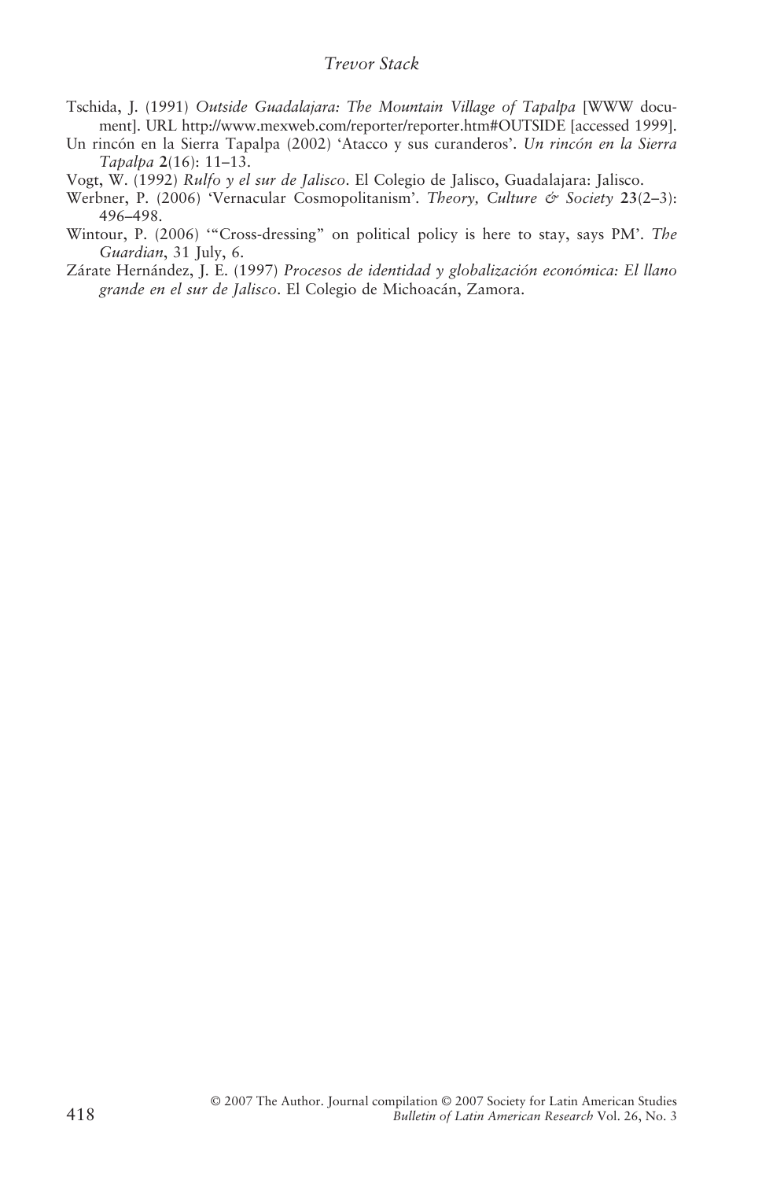Tschida, J. (1991) *Outside Guadalajara: The Mountain Village of Tapalpa* [WWW document]. URL http://www.mexweb.com/reporter/reporter.htm#OUTSIDE [accessed 1999].

Un rincón en la Sierra Tapalpa (2002) 'Atacco y sus curanderos'. *Un rincón en la Sierra Tapalpa* **2**(16): 11–13.

Vogt, W. (1992) *Rulfo y el sur de Jalisco*. El Colegio de Jalisco, Guadalajara: Jalisco.

Werbner, P. (2006) 'Vernacular Cosmopolitanism'. *Theory, Culture & Society* **23**(2–3): 496–498.

Wintour, P. (2006) '"Cross-dressing" on political policy is here to stay, says PM'. *The Guardian*, 31 July, 6.

Zárate Hernández, J. E. (1997) *Procesos de identidad y globalización económica: El llano grande en el sur de Jalisco*. El Colegio de Michoacán, Zamora.